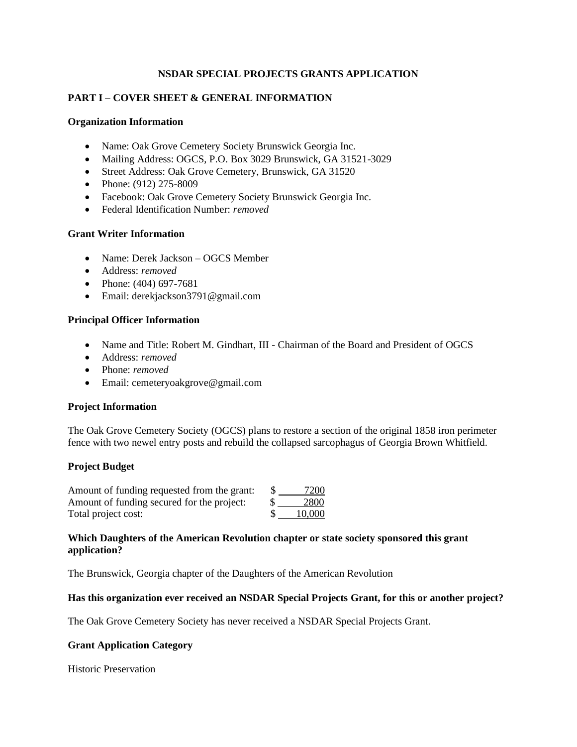# NSDAR SPECIAL PROJECTS GRANTS APPLICATION

## PART I – COVER SHEET & GENERAL INFORMATION

### Organization Information

- Name: Oak Grove Cemetery Society Brunswick Georgia Inc.
- Mailing Address: OGCS, P.O. Box 3029 Brunswick, GA 31521-3029
- Street Address: Oak Grove Cemetery, Brunswick, GA 31520
- Phone: (912) 275-8009
- Facebook: Oak Grove Cemetery Society Brunswick Georgia Inc.
- Federal Identification Number: *removed*

### Grant Writer Information

- Name: Derek Jackson – OGCS Member
- Address: *removed*
- Phone: (404) 697-7681
- Email: derekjackson3791@gmail.com

### Principal Officer Information

- Name and Title: Robert M. Gindhart, III - Chairman of the Board and President of OGCS
- Address: *removed*
- Phone: *removed*
- Email: cemeteryoakgrove@gmail.com

### Project Information

The Oak Grove Cemetery Society (OGCS) plans to restore a section of the original 1858 iron perimeter fence with two newel entry posts and rebuild the collapsed sarcophagus of Georgia Brown Whitfield.

### Project Budget

| | |
|---|---|
| Amount of funding requested from the grant: | $ 7200 |
| Amount of funding secured for the project: | $ 2800 |
| Total project cost: | $ 10,000 |

### Which Daughters of the American Revolution chapter or state society sponsored this grant application?

The Brunswick, Georgia chapter of the Daughters of the American Revolution

### Has this organization ever received an NSDAR Special Projects Grant, for this or another project?

The Oak Grove Cemetery Society has never received a NSDAR Special Projects Grant.

### Grant Application Category

Historic Preservation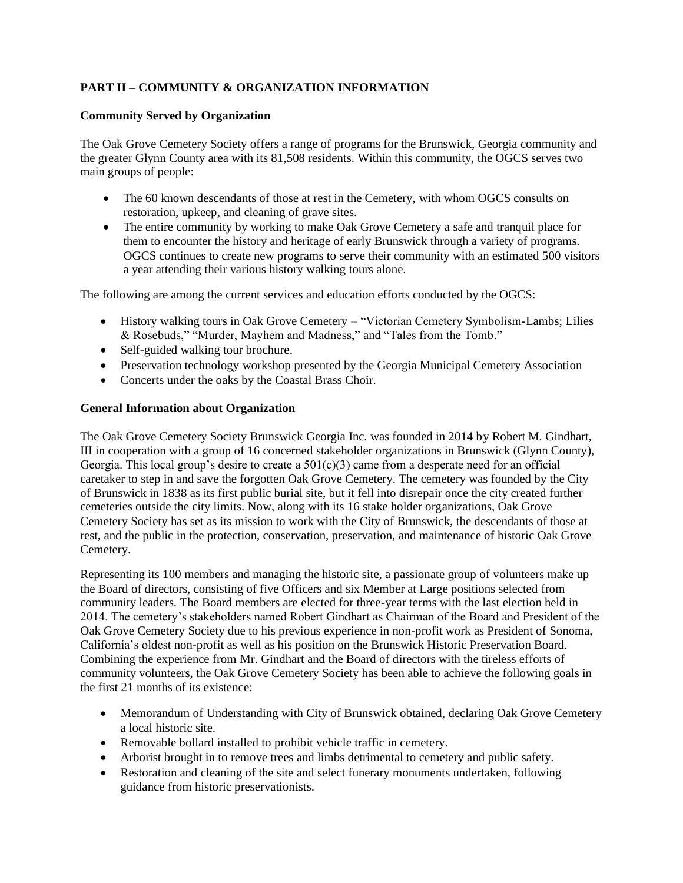## PART II – COMMUNITY & ORGANIZATION INFORMATION

### Community Served by Organization

The Oak Grove Cemetery Society offers a range of programs for the Brunswick, Georgia community and the greater Glynn County area with its 81,508 residents. Within this community, the OGCS serves two main groups of people:

- The 60 known descendants of those at rest in the Cemetery, with whom OGCS consults on restoration, upkeep, and cleaning of grave sites.
- The entire community by working to make Oak Grove Cemetery a safe and tranquil place for them to encounter the history and heritage of early Brunswick through a variety of programs. OGCS continues to create new programs to serve their community with an estimated 500 visitors a year attending their various history walking tours alone.

The following are among the current services and education efforts conducted by the OGCS:

- History walking tours in Oak Grove Cemetery – "Victorian Cemetery Symbolism-Lambs; Lilies & Rosebuds," "Murder, Mayhem and Madness," and "Tales from the Tomb."
- Self-guided walking tour brochure.
- Preservation technology workshop presented by the Georgia Municipal Cemetery Association
- Concerts under the oaks by the Coastal Brass Choir.

### General Information about Organization

The Oak Grove Cemetery Society Brunswick Georgia Inc. was founded in 2014 by Robert M. Gindhart, III in cooperation with a group of 16 concerned stakeholder organizations in Brunswick (Glynn County), Georgia. This local group's desire to create a 501(c)(3) came from a desperate need for an official caretaker to step in and save the forgotten Oak Grove Cemetery. The cemetery was founded by the City of Brunswick in 1838 as its first public burial site, but it fell into disrepair once the city created further cemeteries outside the city limits. Now, along with its 16 stake holder organizations, Oak Grove Cemetery Society has set as its mission to work with the City of Brunswick, the descendants of those at rest, and the public in the protection, conservation, preservation, and maintenance of historic Oak Grove Cemetery.

Representing its 100 members and managing the historic site, a passionate group of volunteers make up the Board of directors, consisting of five Officers and six Member at Large positions selected from community leaders. The Board members are elected for three-year terms with the last election held in 2014. The cemetery's stakeholders named Robert Gindhart as Chairman of the Board and President of the Oak Grove Cemetery Society due to his previous experience in non-profit work as President of Sonoma, California's oldest non-profit as well as his position on the Brunswick Historic Preservation Board. Combining the experience from Mr. Gindhart and the Board of directors with the tireless efforts of community volunteers, the Oak Grove Cemetery Society has been able to achieve the following goals in the first 21 months of its existence:

- Memorandum of Understanding with City of Brunswick obtained, declaring Oak Grove Cemetery a local historic site.
- Removable bollard installed to prohibit vehicle traffic in cemetery.
- Arborist brought in to remove trees and limbs detrimental to cemetery and public safety.
- Restoration and cleaning of the site and select funerary monuments undertaken, following guidance from historic preservationists.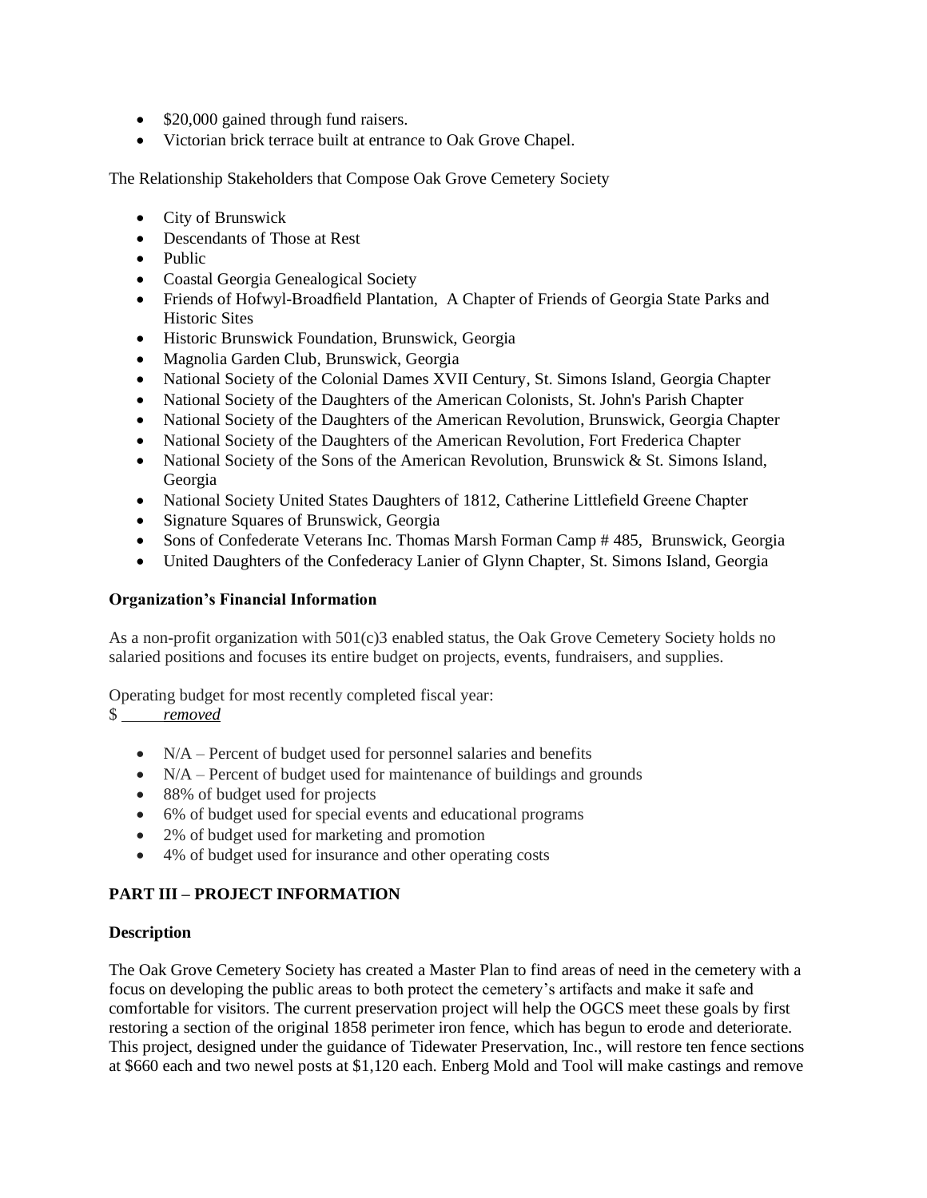- $20,000 gained through fund raisers.
- Victorian brick terrace built at entrance to Oak Grove Chapel.

The Relationship Stakeholders that Compose Oak Grove Cemetery Society

- City of Brunswick
- Descendants of Those at Rest
- Public
- Coastal Georgia Genealogical Society
- Friends of Hofwyl-Broadfield Plantation, A Chapter of Friends of Georgia State Parks and Historic Sites
- Historic Brunswick Foundation, Brunswick, Georgia
- Magnolia Garden Club, Brunswick, Georgia
- National Society of the Colonial Dames XVII Century, St. Simons Island, Georgia Chapter
- National Society of the Daughters of the American Colonists, St. John's Parish Chapter
- National Society of the Daughters of the American Revolution, Brunswick, Georgia Chapter
- National Society of the Daughters of the American Revolution, Fort Frederica Chapter
- National Society of the Sons of the American Revolution, Brunswick & St. Simons Island, Georgia
- National Society United States Daughters of 1812, Catherine Littlefield Greene Chapter
- Signature Squares of Brunswick, Georgia
- Sons of Confederate Veterans Inc. Thomas Marsh Forman Camp # 485, Brunswick, Georgia
- United Daughters of the Confederacy Lanier of Glynn Chapter, St. Simons Island, Georgia

**Organization's Financial Information**

As a non-profit organization with 501(c)3 enabled status, the Oak Grove Cemetery Society holds no salaried positions and focuses its entire budget on projects, events, fundraisers, and supplies.

Operating budget for most recently completed fiscal year:
$ *removed*

- N/A – Percent of budget used for personnel salaries and benefits
- N/A – Percent of budget used for maintenance of buildings and grounds
- 88% of budget used for projects
- 6% of budget used for special events and educational programs
- 2% of budget used for marketing and promotion
- 4% of budget used for insurance and other operating costs

## PART III – PROJECT INFORMATION

**Description**

The Oak Grove Cemetery Society has created a Master Plan to find areas of need in the cemetery with a focus on developing the public areas to both protect the cemetery's artifacts and make it safe and comfortable for visitors. The current preservation project will help the OGCS meet these goals by first restoring a section of the original 1858 perimeter iron fence, which has begun to erode and deteriorate. This project, designed under the guidance of Tidewater Preservation, Inc., will restore ten fence sections at $660 each and two newel posts at $1,120 each. Enberg Mold and Tool will make castings and remove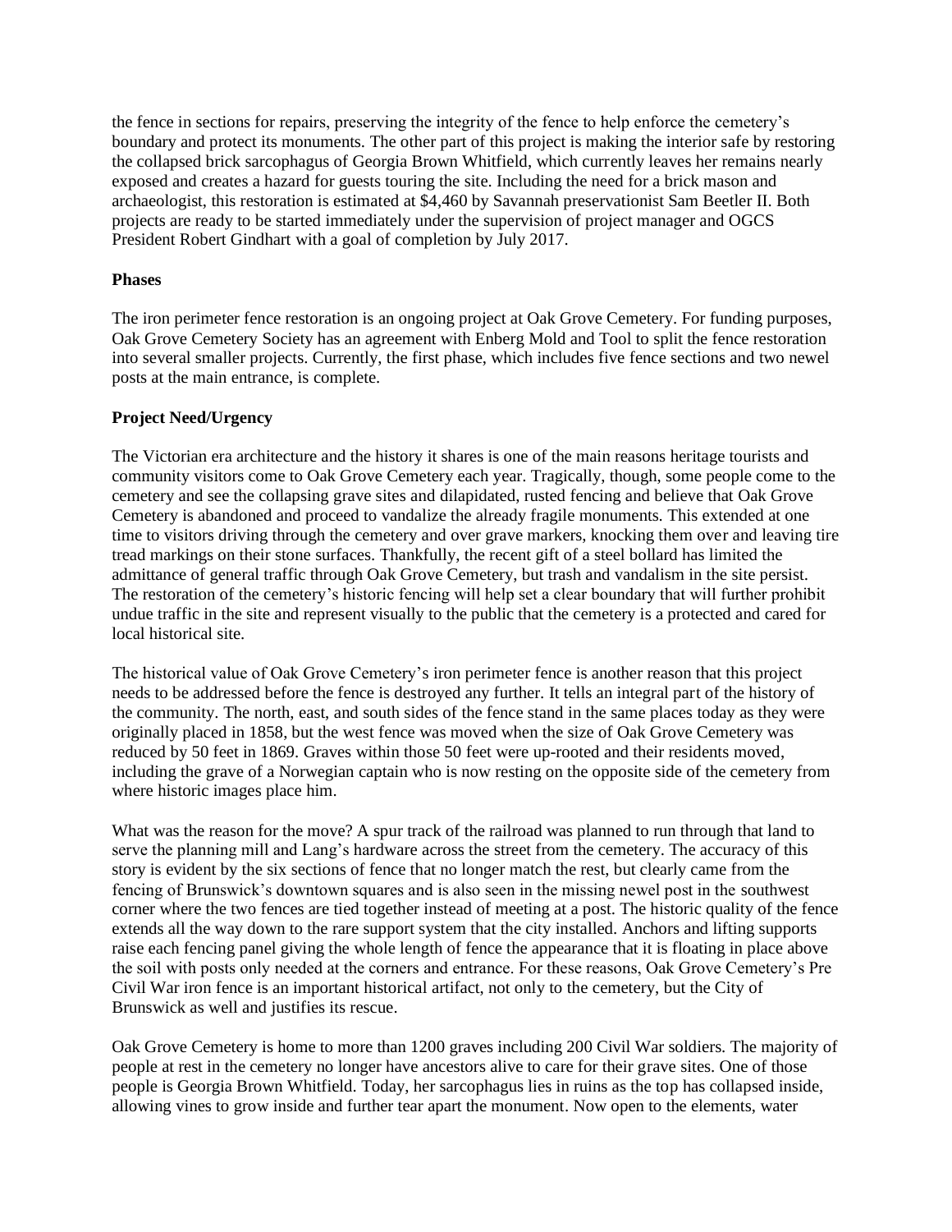the fence in sections for repairs, preserving the integrity of the fence to help enforce the cemetery's boundary and protect its monuments. The other part of this project is making the interior safe by restoring the collapsed brick sarcophagus of Georgia Brown Whitfield, which currently leaves her remains nearly exposed and creates a hazard for guests touring the site. Including the need for a brick mason and archaeologist, this restoration is estimated at $4,460 by Savannah preservationist Sam Beetler II. Both projects are ready to be started immediately under the supervision of project manager and OGCS President Robert Gindhart with a goal of completion by July 2017.

**Phases**

The iron perimeter fence restoration is an ongoing project at Oak Grove Cemetery. For funding purposes, Oak Grove Cemetery Society has an agreement with Enberg Mold and Tool to split the fence restoration into several smaller projects. Currently, the first phase, which includes five fence sections and two newel posts at the main entrance, is complete.

**Project Need/Urgency**

The Victorian era architecture and the history it shares is one of the main reasons heritage tourists and community visitors come to Oak Grove Cemetery each year. Tragically, though, some people come to the cemetery and see the collapsing grave sites and dilapidated, rusted fencing and believe that Oak Grove Cemetery is abandoned and proceed to vandalize the already fragile monuments. This extended at one time to visitors driving through the cemetery and over grave markers, knocking them over and leaving tire tread markings on their stone surfaces. Thankfully, the recent gift of a steel bollard has limited the admittance of general traffic through Oak Grove Cemetery, but trash and vandalism in the site persist. The restoration of the cemetery's historic fencing will help set a clear boundary that will further prohibit undue traffic in the site and represent visually to the public that the cemetery is a protected and cared for local historical site.

The historical value of Oak Grove Cemetery's iron perimeter fence is another reason that this project needs to be addressed before the fence is destroyed any further. It tells an integral part of the history of the community. The north, east, and south sides of the fence stand in the same places today as they were originally placed in 1858, but the west fence was moved when the size of Oak Grove Cemetery was reduced by 50 feet in 1869. Graves within those 50 feet were up-rooted and their residents moved, including the grave of a Norwegian captain who is now resting on the opposite side of the cemetery from where historic images place him.

What was the reason for the move? A spur track of the railroad was planned to run through that land to serve the planning mill and Lang's hardware across the street from the cemetery. The accuracy of this story is evident by the six sections of fence that no longer match the rest, but clearly came from the fencing of Brunswick's downtown squares and is also seen in the missing newel post in the southwest corner where the two fences are tied together instead of meeting at a post. The historic quality of the fence extends all the way down to the rare support system that the city installed. Anchors and lifting supports raise each fencing panel giving the whole length of fence the appearance that it is floating in place above the soil with posts only needed at the corners and entrance. For these reasons, Oak Grove Cemetery's Pre Civil War iron fence is an important historical artifact, not only to the cemetery, but the City of Brunswick as well and justifies its rescue.

Oak Grove Cemetery is home to more than 1200 graves including 200 Civil War soldiers. The majority of people at rest in the cemetery no longer have ancestors alive to care for their grave sites. One of those people is Georgia Brown Whitfield. Today, her sarcophagus lies in ruins as the top has collapsed inside, allowing vines to grow inside and further tear apart the monument. Now open to the elements, water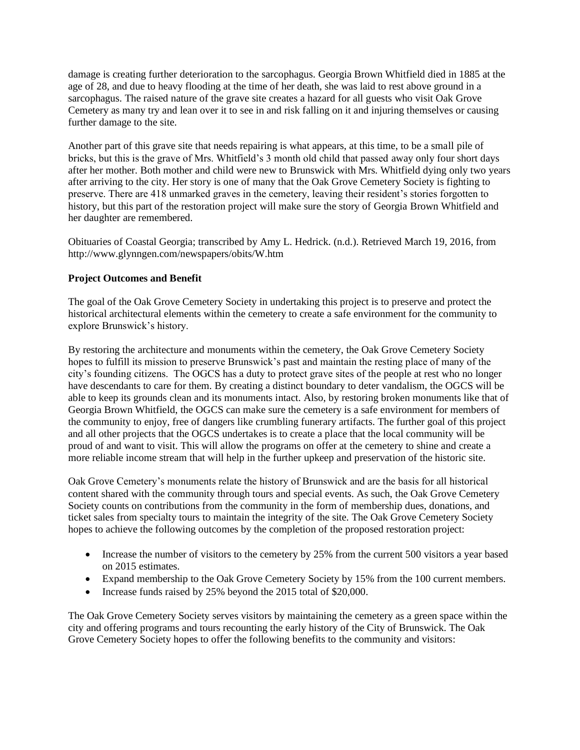damage is creating further deterioration to the sarcophagus. Georgia Brown Whitfield died in 1885 at the age of 28, and due to heavy flooding at the time of her death, she was laid to rest above ground in a sarcophagus. The raised nature of the grave site creates a hazard for all guests who visit Oak Grove Cemetery as many try and lean over it to see in and risk falling on it and injuring themselves or causing further damage to the site.

Another part of this grave site that needs repairing is what appears, at this time, to be a small pile of bricks, but this is the grave of Mrs. Whitfield's 3 month old child that passed away only four short days after her mother. Both mother and child were new to Brunswick with Mrs. Whitfield dying only two years after arriving to the city. Her story is one of many that the Oak Grove Cemetery Society is fighting to preserve. There are 418 unmarked graves in the cemetery, leaving their resident's stories forgotten to history, but this part of the restoration project will make sure the story of Georgia Brown Whitfield and her daughter are remembered.

Obituaries of Coastal Georgia; transcribed by Amy L. Hedrick. (n.d.). Retrieved March 19, 2016, from http://www.glynngen.com/newspapers/obits/W.htm

**Project Outcomes and Benefit**

The goal of the Oak Grove Cemetery Society in undertaking this project is to preserve and protect the historical architectural elements within the cemetery to create a safe environment for the community to explore Brunswick's history.

By restoring the architecture and monuments within the cemetery, the Oak Grove Cemetery Society hopes to fulfill its mission to preserve Brunswick's past and maintain the resting place of many of the city's founding citizens. The OGCS has a duty to protect grave sites of the people at rest who no longer have descendants to care for them. By creating a distinct boundary to deter vandalism, the OGCS will be able to keep its grounds clean and its monuments intact. Also, by restoring broken monuments like that of Georgia Brown Whitfield, the OGCS can make sure the cemetery is a safe environment for members of the community to enjoy, free of dangers like crumbling funerary artifacts. The further goal of this project and all other projects that the OGCS undertakes is to create a place that the local community will be proud of and want to visit. This will allow the programs on offer at the cemetery to shine and create a more reliable income stream that will help in the further upkeep and preservation of the historic site.

Oak Grove Cemetery's monuments relate the history of Brunswick and are the basis for all historical content shared with the community through tours and special events. As such, the Oak Grove Cemetery Society counts on contributions from the community in the form of membership dues, donations, and ticket sales from specialty tours to maintain the integrity of the site. The Oak Grove Cemetery Society hopes to achieve the following outcomes by the completion of the proposed restoration project:

- Increase the number of visitors to the cemetery by 25% from the current 500 visitors a year based on 2015 estimates.
- Expand membership to the Oak Grove Cemetery Society by 15% from the 100 current members.
- Increase funds raised by 25% beyond the 2015 total of $20,000.

The Oak Grove Cemetery Society serves visitors by maintaining the cemetery as a green space within the city and offering programs and tours recounting the early history of the City of Brunswick. The Oak Grove Cemetery Society hopes to offer the following benefits to the community and visitors: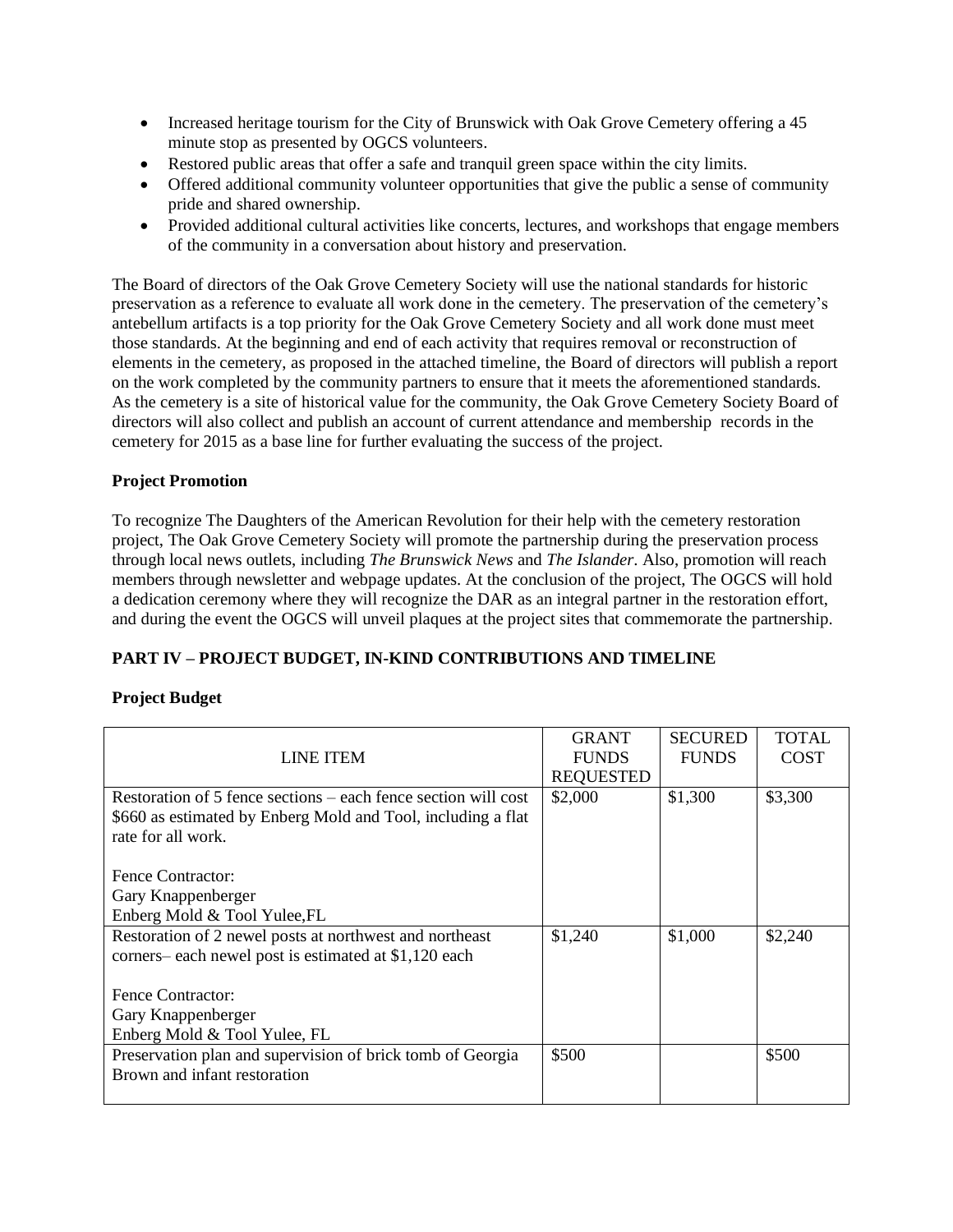- Increased heritage tourism for the City of Brunswick with Oak Grove Cemetery offering a 45 minute stop as presented by OGCS volunteers.
- Restored public areas that offer a safe and tranquil green space within the city limits.
- Offered additional community volunteer opportunities that give the public a sense of community pride and shared ownership.
- Provided additional cultural activities like concerts, lectures, and workshops that engage members of the community in a conversation about history and preservation.

The Board of directors of the Oak Grove Cemetery Society will use the national standards for historic preservation as a reference to evaluate all work done in the cemetery. The preservation of the cemetery's antebellum artifacts is a top priority for the Oak Grove Cemetery Society and all work done must meet those standards. At the beginning and end of each activity that requires removal or reconstruction of elements in the cemetery, as proposed in the attached timeline, the Board of directors will publish a report on the work completed by the community partners to ensure that it meets the aforementioned standards. As the cemetery is a site of historical value for the community, the Oak Grove Cemetery Society Board of directors will also collect and publish an account of current attendance and membership records in the cemetery for 2015 as a base line for further evaluating the success of the project.

**Project Promotion**

To recognize The Daughters of the American Revolution for their help with the cemetery restoration project, The Oak Grove Cemetery Society will promote the partnership during the preservation process through local news outlets, including *The Brunswick News* and *The Islander*. Also, promotion will reach members through newsletter and webpage updates. At the conclusion of the project, The OGCS will hold a dedication ceremony where they will recognize the DAR as an integral partner in the restoration effort, and during the event the OGCS will unveil plaques at the project sites that commemorate the partnership.

## PART IV – PROJECT BUDGET, IN-KIND CONTRIBUTIONS AND TIMELINE

**Project Budget**

| LINE ITEM | GRANT FUNDS REQUESTED | SECURED FUNDS | TOTAL COST |
|---|---|---|---|
| Restoration of 5 fence sections – each fence section will cost $660 as estimated by Enberg Mold and Tool, including a flat rate for all work.<br><br>Fence Contractor:<br>Gary Knappenberger<br>Enberg Mold & Tool Yulee,FL | $2,000 | $1,300 | $3,300 |
| Restoration of 2 newel posts at northwest and northeast corners– each newel post is estimated at $1,120 each<br><br>Fence Contractor:<br>Gary Knappenberger<br>Enberg Mold & Tool Yulee, FL | $1,240 | $1,000 | $2,240 |
| Preservation plan and supervision of brick tomb of Georgia Brown and infant restoration | $500 | | $500 |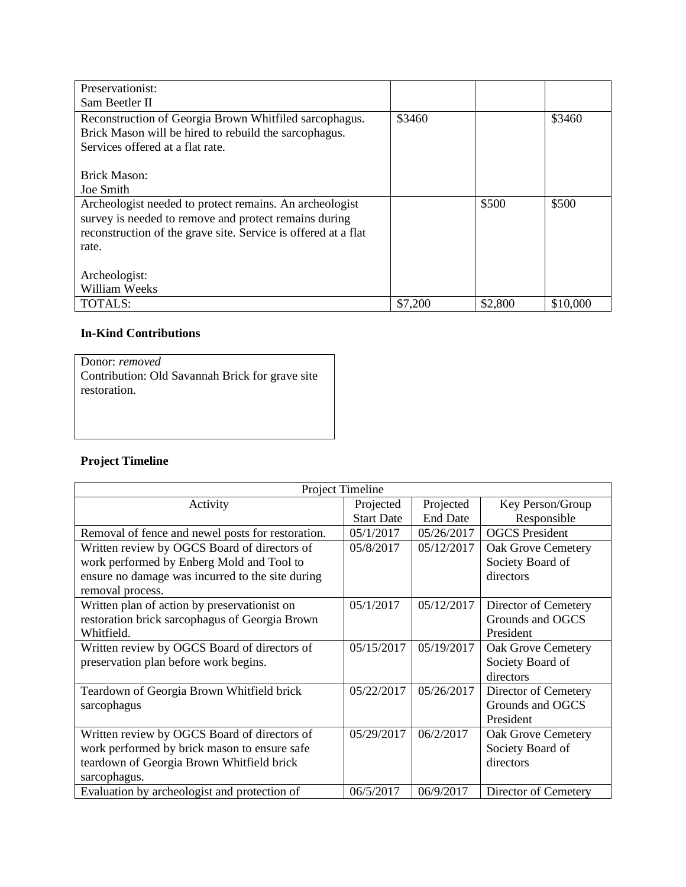| | | | |
|---|---|---|---|
| Preservationist:<br>Sam Beetler II | | | |
| Reconstruction of Georgia Brown Whitfiled sarcophagus. Brick Mason will be hired to rebuild the sarcophagus. Services offered at a flat rate.<br><br>Brick Mason:<br>Joe Smith | \$3460 | | \$3460 |
| Archeologist needed to protect remains. An archeologist survey is needed to remove and protect remains during reconstruction of the grave site. Service is offered at a flat rate.<br><br>Archeologist:<br>William Weeks | | \$500 | \$500 |
| TOTALS: | \$7,200 | \$2,800 | \$10,000 |

**In-Kind Contributions**

Donor: *removed*
Contribution: Old Savannah Brick for grave site restoration.

**Project Timeline**

| Project Timeline | | | |
|---|---|---|---|
| Activity | Projected Start Date | Projected End Date | Key Person/Group Responsible |
| Removal of fence and newel posts for restoration. | 05/1/2017 | 05/26/2017 | OGCS President |
| Written review by OGCS Board of directors of work performed by Enberg Mold and Tool to ensure no damage was incurred to the site during removal process. | 05/8/2017 | 05/12/2017 | Oak Grove Cemetery Society Board of directors |
| Written plan of action by preservationist on restoration brick sarcophagus of Georgia Brown Whitfield. | 05/1/2017 | 05/12/2017 | Director of Cemetery Grounds and OGCS President |
| Written review by OGCS Board of directors of preservation plan before work begins. | 05/15/2017 | 05/19/2017 | Oak Grove Cemetery Society Board of directors |
| Teardown of Georgia Brown Whitfield brick sarcophagus | 05/22/2017 | 05/26/2017 | Director of Cemetery Grounds and OGCS President |
| Written review by OGCS Board of directors of work performed by brick mason to ensure safe teardown of Georgia Brown Whitfield brick sarcophagus. | 05/29/2017 | 06/2/2017 | Oak Grove Cemetery Society Board of directors |
| Evaluation by archeologist and protection of | 06/5/2017 | 06/9/2017 | Director of Cemetery |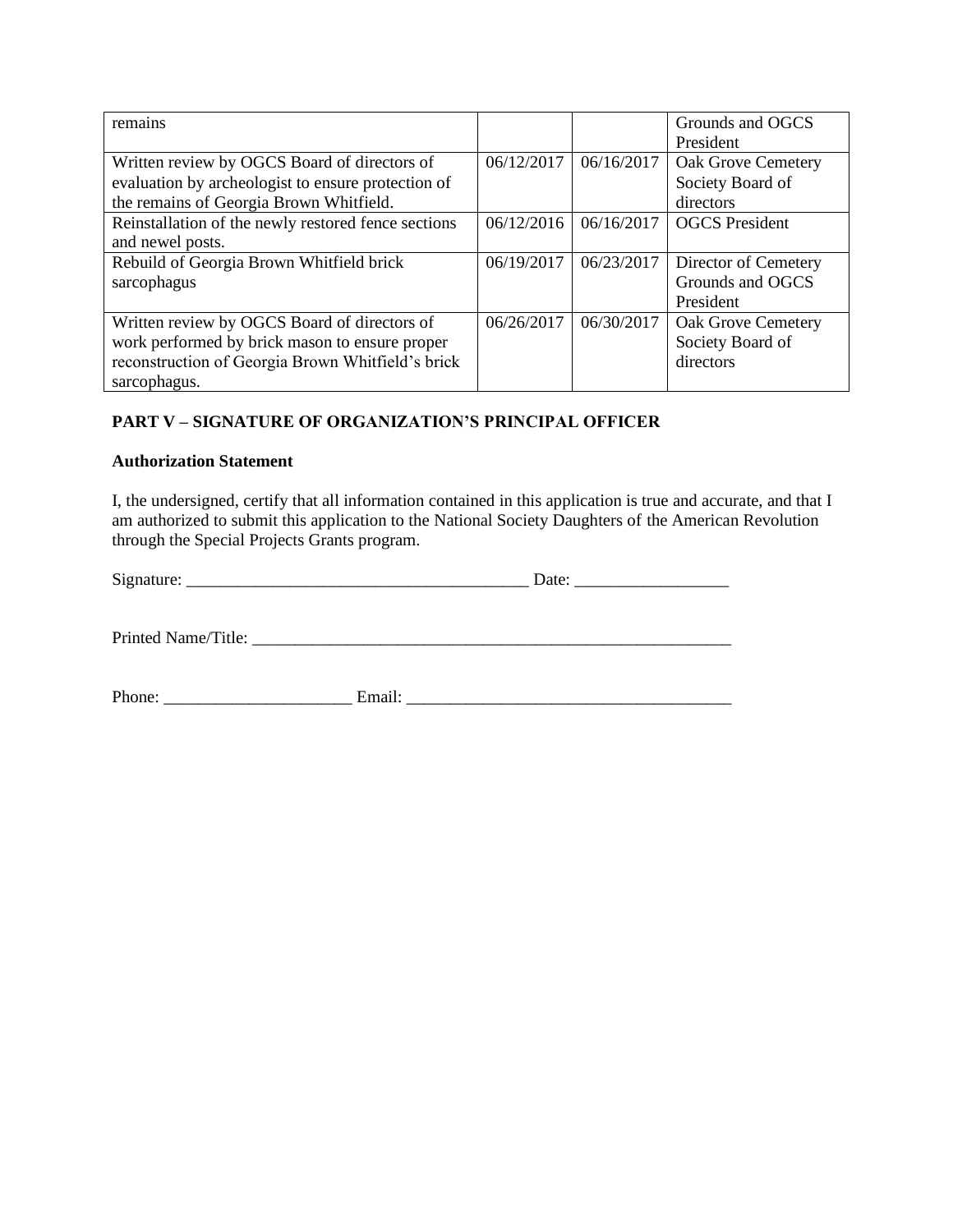| | | | |
|---|---|---|---|
| remains | | | Grounds and OGCS President |
| Written review by OGCS Board of directors of evaluation by archeologist to ensure protection of the remains of Georgia Brown Whitfield. | 06/12/2017 | 06/16/2017 | Oak Grove Cemetery Society Board of directors |
| Reinstallation of the newly restored fence sections and newel posts. | 06/12/2016 | 06/16/2017 | OGCS President |
| Rebuild of Georgia Brown Whitfield brick sarcophagus | 06/19/2017 | 06/23/2017 | Director of Cemetery Grounds and OGCS President |
| Written review by OGCS Board of directors of work performed by brick mason to ensure proper reconstruction of Georgia Brown Whitfield's brick sarcophagus. | 06/26/2017 | 06/30/2017 | Oak Grove Cemetery Society Board of directors |

## PART V – SIGNATURE OF ORGANIZATION'S PRINCIPAL OFFICER

**Authorization Statement**

I, the undersigned, certify that all information contained in this application is true and accurate, and that I am authorized to submit this application to the National Society Daughters of the American Revolution through the Special Projects Grants program.

Signature: ________________________________________ Date: __________________

Printed Name/Title: ____________________________________________________________

Phone: ______________________ Email: ______________________________________